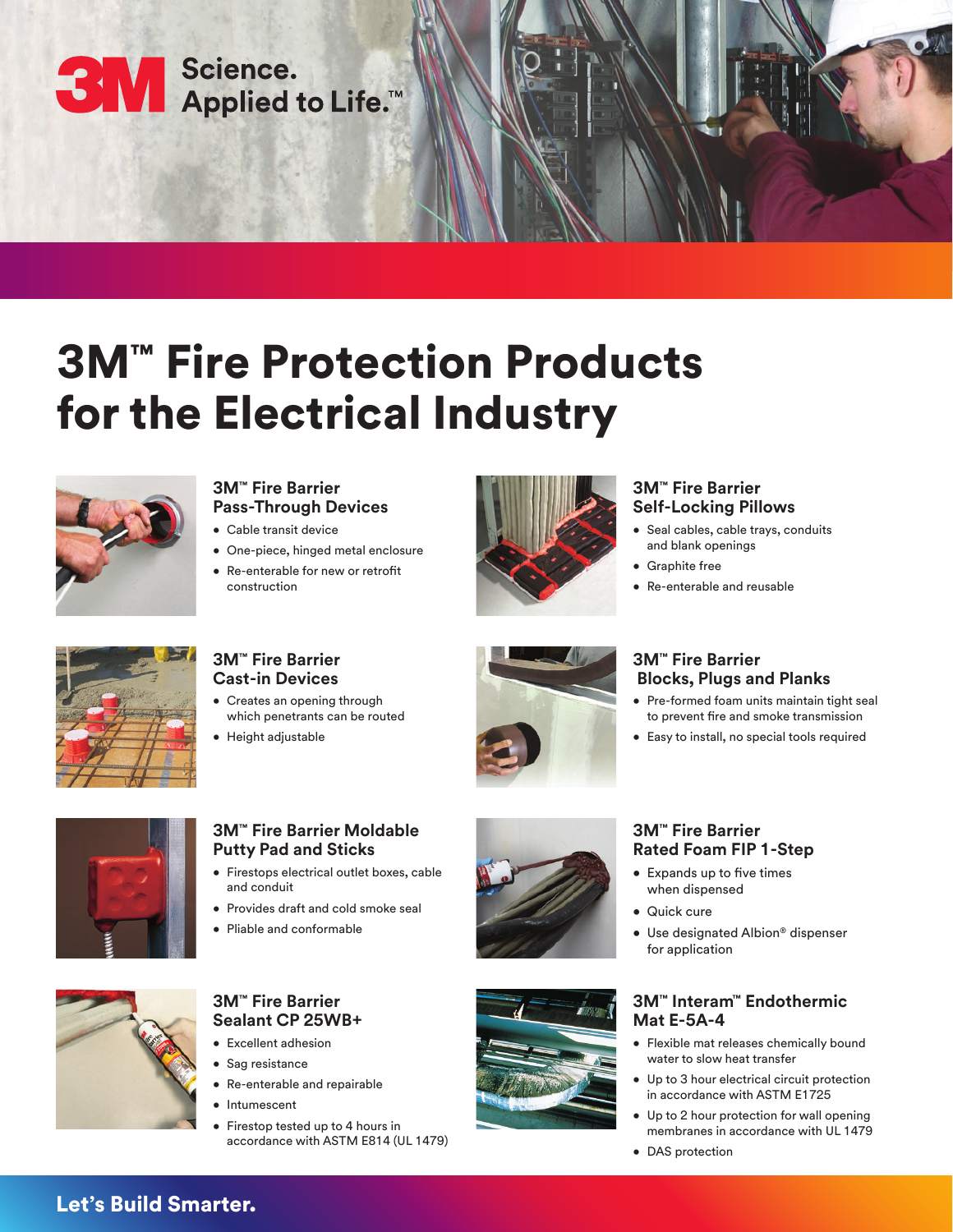3M Science. Applied to Life.™

# 3M™ Fire Protection Products for the Electrical Industry

### 3M™ Fire Barrier Pass-Through Devices

- Cable transit device
- One-piece, hinged metal enclosure
- Re-enterable for new or retrofit construction

### 3M™ Fire Barrier Self-Locking Pillows

- Seal cables, cable trays, conduits and blank openings
- Graphite free
- Re-enterable and reusable

### 3M™ Fire Barrier Cast-in Devices

- Creates an opening through which penetrants can be routed
- Height adjustable

### 3M™ Fire Barrier Blocks, Plugs and Planks

- Pre-formed foam units maintain tight seal to prevent fire and smoke transmission
- Easy to install, no special tools required

### 3M™ Fire Barrier Moldable Putty Pad and Sticks

- Firestops electrical outlet boxes, cable and conduit
- Provides draft and cold smoke seal
- Pliable and conformable

### 3M™ Fire Barrier Rated Foam FIP 1-Step

- Expands up to five times when dispensed
- Quick cure
- Use designated Albion® dispenser for application

### 3M™ Fire Barrier Sealant CP 25WB+

- Excellent adhesion
- Sag resistance
- Re-enterable and repairable
- Intumescent
- Firestop tested up to 4 hours in accordance with ASTM E814 (UL 1479)

### 3M™ Interam™ Endothermic Mat E-5A-4

- Flexible mat releases chemically bound water to slow heat transfer
- Up to 3 hour electrical circuit protection in accordance with ASTM E1725
- Up to 2 hour protection for wall opening membranes in accordance with UL 1479
- DAS protection

**Let's Build Smarter.**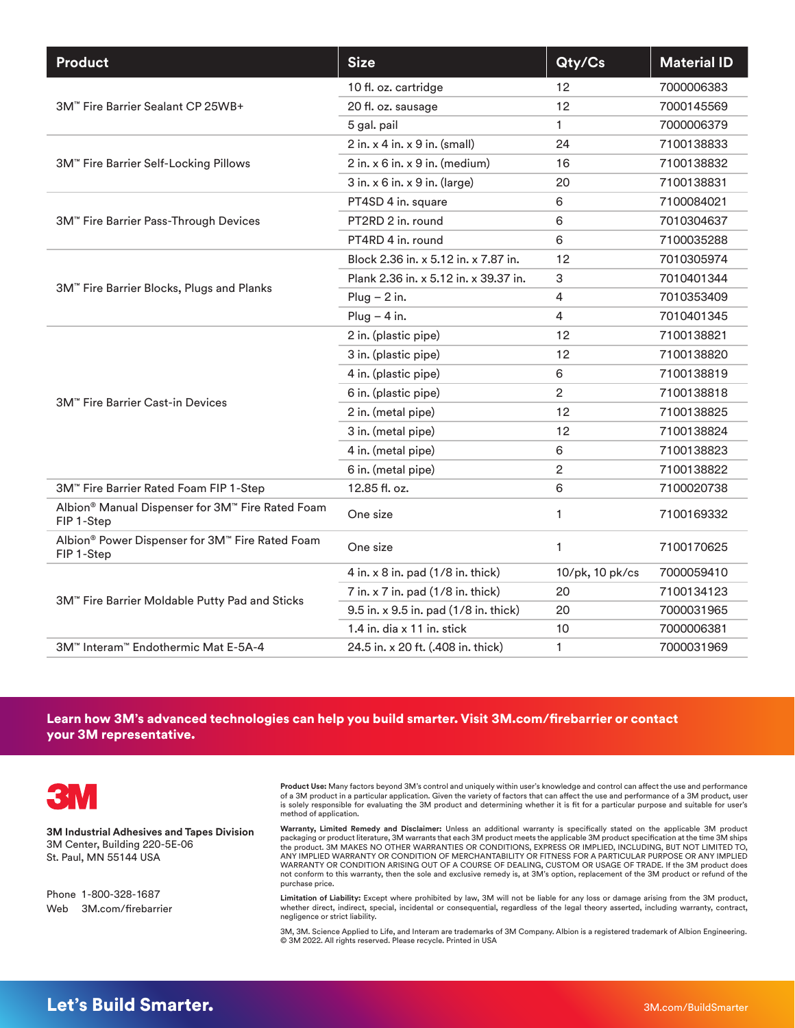| Product | Size | Qty/Cs | Material ID |
|---|---|---|---|
| 3M™ Fire Barrier Sealant CP 25WB+ | 10 fl. oz. cartridge | 12 | 7000006383 |
| | 20 fl. oz. sausage | 12 | 7000145569 |
| | 5 gal. pail | 1 | 7000006379 |
| 3M™ Fire Barrier Self-Locking Pillows | 2 in. x 4 in. x 9 in. (small) | 24 | 7100138833 |
| | 2 in. x 6 in. x 9 in. (medium) | 16 | 7100138832 |
| | 3 in. x 6 in. x 9 in. (large) | 20 | 7100138831 |
| 3M™ Fire Barrier Pass-Through Devices | PT4SD 4 in. square | 6 | 7100084021 |
| | PT2RD 2 in. round | 6 | 7010304637 |
| | PT4RD 4 in. round | 6 | 7100035288 |
| 3M™ Fire Barrier Blocks, Plugs and Planks | Block 2.36 in. x 5.12 in. x 7.87 in. | 12 | 7010305974 |
| | Plank 2.36 in. x 5.12 in. x 39.37 in. | 3 | 7010401344 |
| | Plug – 2 in. | 4 | 7010353409 |
| | Plug – 4 in. | 4 | 7010401345 |
| 3M™ Fire Barrier Cast-in Devices | 2 in. (plastic pipe) | 12 | 7100138821 |
| | 3 in. (plastic pipe) | 12 | 7100138820 |
| | 4 in. (plastic pipe) | 6 | 7100138819 |
| | 6 in. (plastic pipe) | 2 | 7100138818 |
| | 2 in. (metal pipe) | 12 | 7100138825 |
| | 3 in. (metal pipe) | 12 | 7100138824 |
| | 4 in. (metal pipe) | 6 | 7100138823 |
| | 6 in. (metal pipe) | 2 | 7100138822 |
| 3M™ Fire Barrier Rated Foam FIP 1-Step | 12.85 fl. oz. | 6 | 7100020738 |
| Albion® Manual Dispenser for 3M™ Fire Rated Foam FIP 1-Step | One size | 1 | 7100169332 |
| Albion® Power Dispenser for 3M™ Fire Rated Foam FIP 1-Step | One size | 1 | 7100170625 |
| 3M™ Fire Barrier Moldable Putty Pad and Sticks | 4 in. x 8 in. pad (1/8 in. thick) | 10/pk, 10 pk/cs | 7000059410 |
| | 7 in. x 7 in. pad (1/8 in. thick) | 20 | 7100134123 |
| | 9.5 in. x 9.5 in. pad (1/8 in. thick) | 20 | 7000031965 |
| | 1.4 in. dia x 11 in. stick | 10 | 7000006381 |
| 3M™ Interam™ Endothermic Mat E-5A-4 | 24.5 in. x 20 ft. (.408 in. thick) | 1 | 7000031969 |

**Learn how 3M's advanced technologies can help you build smarter. Visit 3M.com/firebarrier or contact your 3M representative.**

3M

**3M Industrial Adhesives and Tapes Division**
3M Center, Building 220-5E-06
St. Paul, MN 55144 USA

Phone 1-800-328-1687
Web 3M.com/firebarrier

**Product Use:** Many factors beyond 3M's control and uniquely within user's knowledge and control can affect the use and performance of a 3M product in a particular application. Given the variety of factors that can affect the use and performance of a 3M product, user is solely responsible for evaluating the 3M product and determining whether it is fit for a particular purpose and suitable for user's method of application.

**Warranty, Limited Remedy and Disclaimer:** Unless an additional warranty is specifically stated on the applicable 3M product packaging or product literature, 3M warrants that each 3M product meets the applicable 3M product specification at the time 3M ships the product. 3M MAKES NO OTHER WARRANTIES OR CONDITIONS, EXPRESS OR IMPLIED, INCLUDING, BUT NOT LIMITED TO, ANY IMPLIED WARRANTY OR CONDITION OF MERCHANTABILITY OR FITNESS FOR A PARTICULAR PURPOSE OR ANY IMPLIED WARRANTY OR CONDITION ARISING OUT OF A COURSE OF DEALING, CUSTOM OR USAGE OF TRADE. If the 3M product does not conform to this warranty, then the sole and exclusive remedy is, at 3M's option, replacement of the 3M product or refund of the purchase price.

**Limitation of Liability:** Except where prohibited by law, 3M will not be liable for any loss or damage arising from the 3M product, whether direct, indirect, special, incidental or consequential, regardless of the legal theory asserted, including warranty, contract, negligence or strict liability.

3M, 3M. Science Applied to Life, and Interam are trademarks of 3M Company. Albion is a registered trademark of Albion Engineering. © 3M 2022. All rights reserved. Please recycle. Printed in USA

**Let's Build Smarter.**

3M.com/BuildSmarter